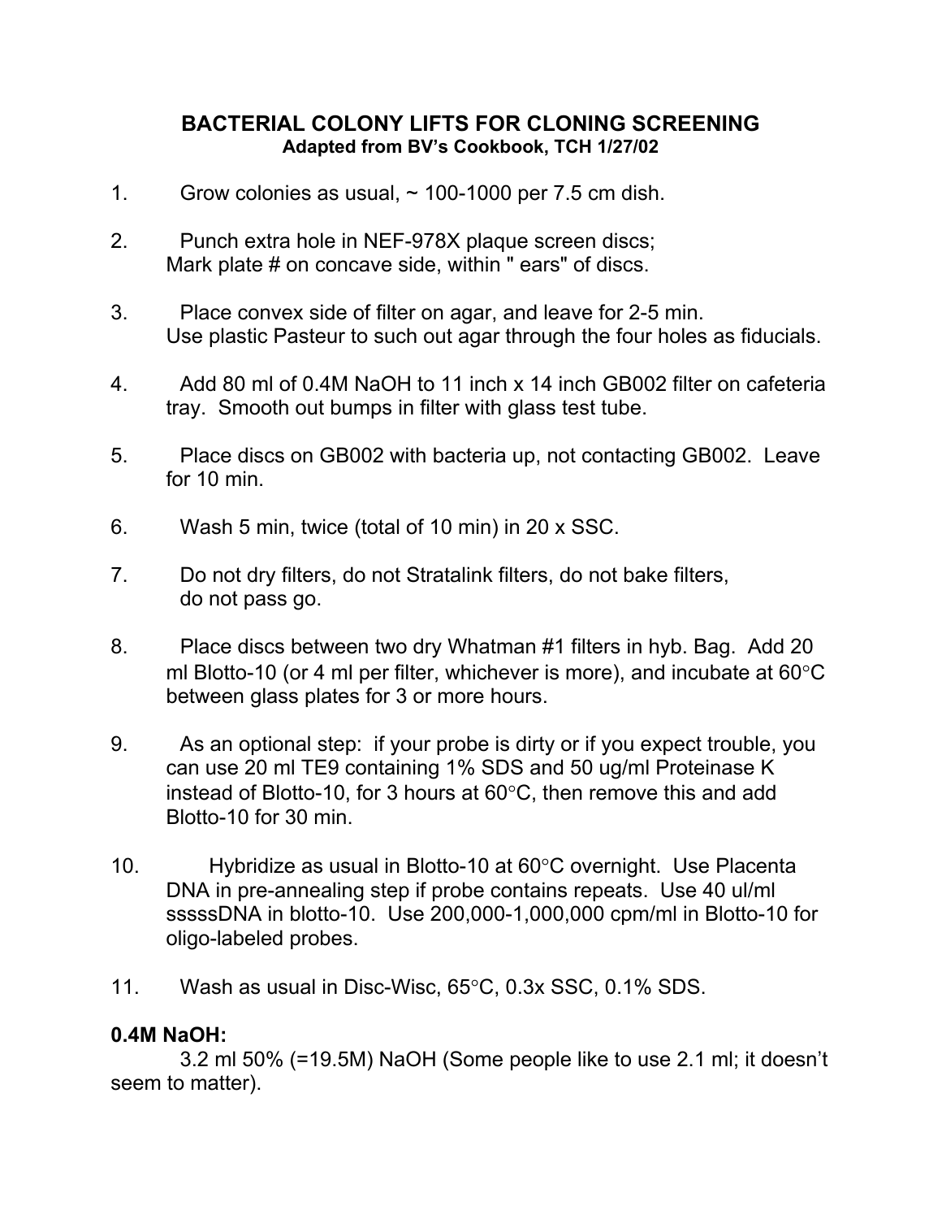## BACTERIAL COLONY LIFTS FOR CLONING SCREENING

**Adapted from BV's Cookbook, TCH 1/27/02**

1. Grow colonies as usual, ~ 100-1000 per 7.5 cm dish.

2. Punch extra hole in NEF-978X plaque screen discs; Mark plate # on concave side, within " ears" of discs.

3. Place convex side of filter on agar, and leave for 2-5 min. Use plastic Pasteur to such out agar through the four holes as fiducials.

4. Add 80 ml of 0.4M NaOH to 11 inch x 14 inch GB002 filter on cafeteria tray. Smooth out bumps in filter with glass test tube.

5. Place discs on GB002 with bacteria up, not contacting GB002. Leave for 10 min.

6. Wash 5 min, twice (total of 10 min) in 20 x SSC.

7. Do not dry filters, do not Stratalink filters, do not bake filters, do not pass go.

8. Place discs between two dry Whatman #1 filters in hyb. Bag. Add 20 ml Blotto-10 (or 4 ml per filter, whichever is more), and incubate at 60°C between glass plates for 3 or more hours.

9. As an optional step: if your probe is dirty or if you expect trouble, you can use 20 ml TE9 containing 1% SDS and 50 ug/ml Proteinase K instead of Blotto-10, for 3 hours at 60°C, then remove this and add Blotto-10 for 30 min.

10. Hybridize as usual in Blotto-10 at 60°C overnight. Use Placenta DNA in pre-annealing step if probe contains repeats. Use 40 ul/ml sssssDNA in blotto-10. Use 200,000-1,000,000 cpm/ml in Blotto-10 for oligo-labeled probes.

11. Wash as usual in Disc-Wisc, 65°C, 0.3x SSC, 0.1% SDS.

**0.4M NaOH:**

3.2 ml 50% (=19.5M) NaOH (Some people like to use 2.1 ml; it doesn't seem to matter).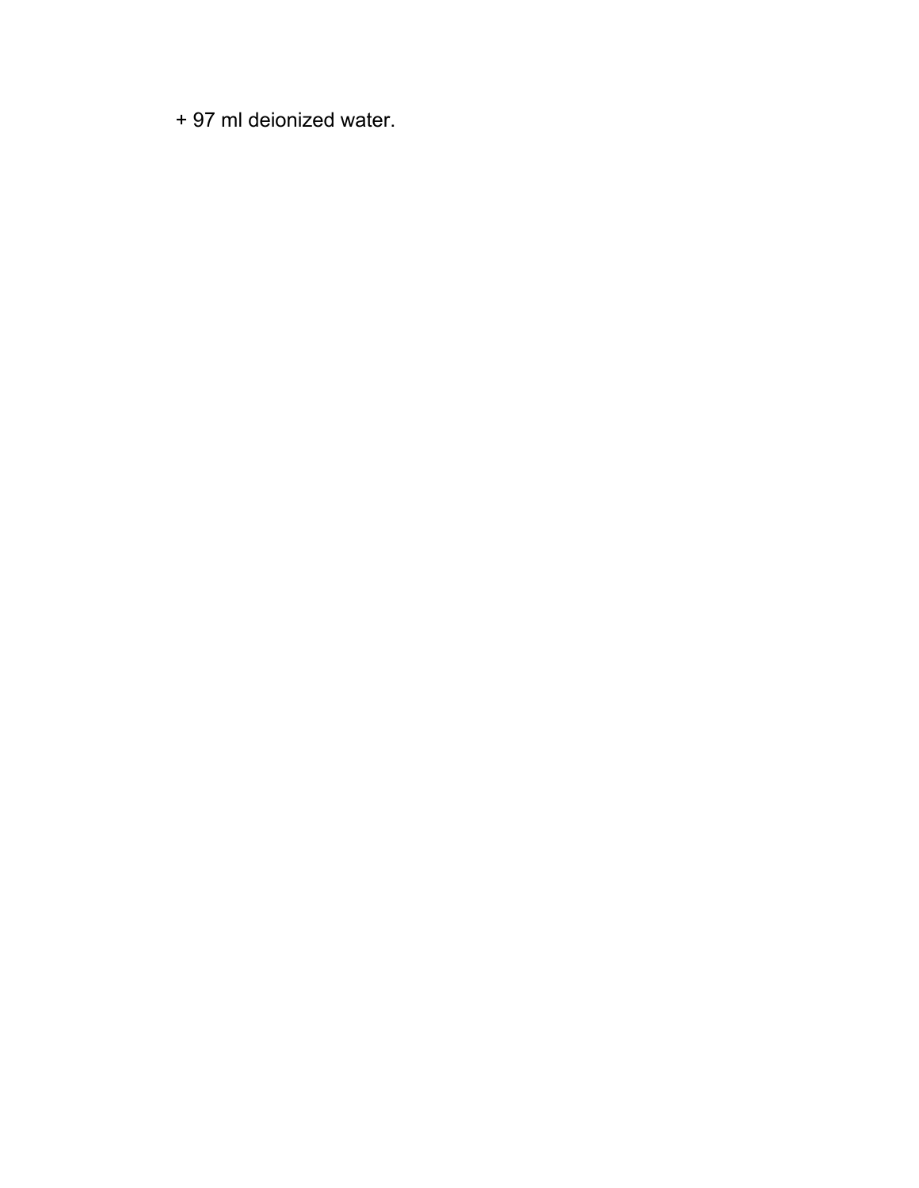+ 97 ml deionized water.